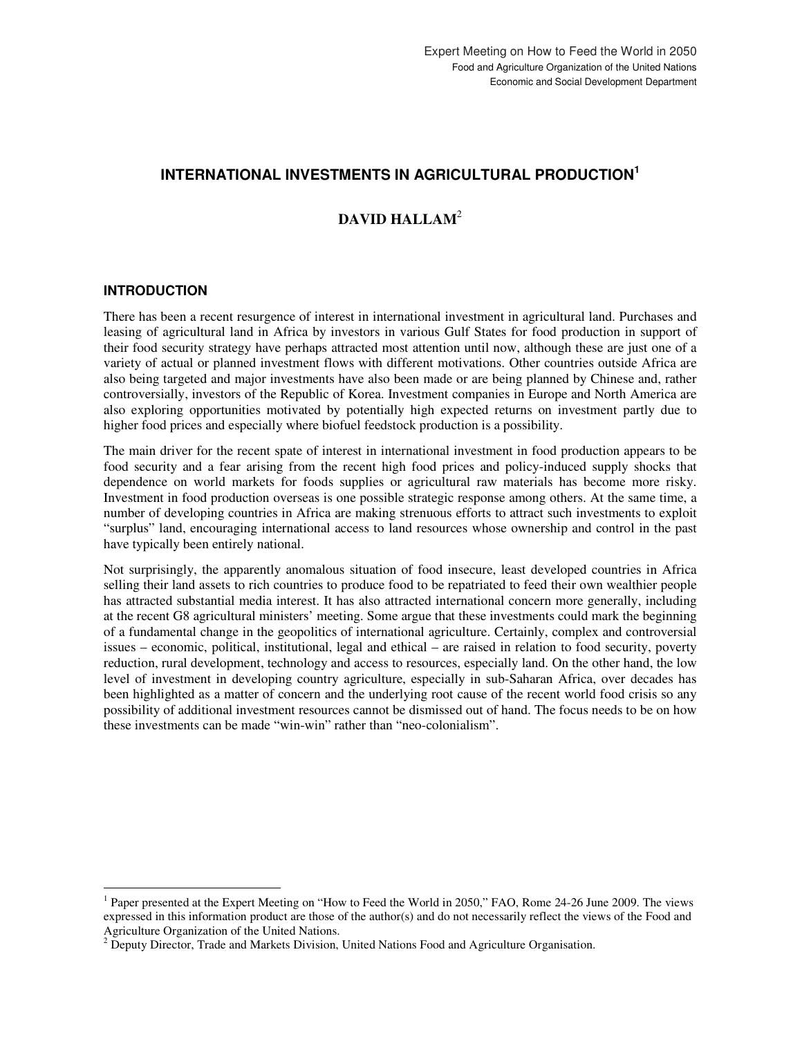# INTERNATIONAL INVESTMENTS IN AGRICULTURAL PRODUCTION[1]

## DAVID HALLAM[2]

### INTRODUCTION

There has been a recent resurgence of interest in international investment in agricultural land. Purchases and leasing of agricultural land in Africa by investors in various Gulf States for food production in support of their food security strategy have perhaps attracted most attention until now, although these are just one of a variety of actual or planned investment flows with different motivations. Other countries outside Africa are also being targeted and major investments have also been made or are being planned by Chinese and, rather controversially, investors of the Republic of Korea. Investment companies in Europe and North America are also exploring opportunities motivated by potentially high expected returns on investment partly due to higher food prices and especially where biofuel feedstock production is a possibility.

The main driver for the recent spate of interest in international investment in food production appears to be food security and a fear arising from the recent high food prices and policy-induced supply shocks that dependence on world markets for foods supplies or agricultural raw materials has become more risky. Investment in food production overseas is one possible strategic response among others. At the same time, a number of developing countries in Africa are making strenuous efforts to attract such investments to exploit "surplus" land, encouraging international access to land resources whose ownership and control in the past have typically been entirely national.

Not surprisingly, the apparently anomalous situation of food insecure, least developed countries in Africa selling their land assets to rich countries to produce food to be repatriated to feed their own wealthier people has attracted substantial media interest. It has also attracted international concern more generally, including at the recent G8 agricultural ministers' meeting. Some argue that these investments could mark the beginning of a fundamental change in the geopolitics of international agriculture. Certainly, complex and controversial issues – economic, political, institutional, legal and ethical – are raised in relation to food security, poverty reduction, rural development, technology and access to resources, especially land. On the other hand, the low level of investment in developing country agriculture, especially in sub-Saharan Africa, over decades has been highlighted as a matter of concern and the underlying root cause of the recent world food crisis so any possibility of additional investment resources cannot be dismissed out of hand. The focus needs to be on how these investments can be made "win-win" rather than "neo-colonialism".

---

[1] Paper presented at the Expert Meeting on "How to Feed the World in 2050," FAO, Rome 24-26 June 2009. The views expressed in this information product are those of the author(s) and do not necessarily reflect the views of the Food and Agriculture Organization of the United Nations.

[2] Deputy Director, Trade and Markets Division, United Nations Food and Agriculture Organisation.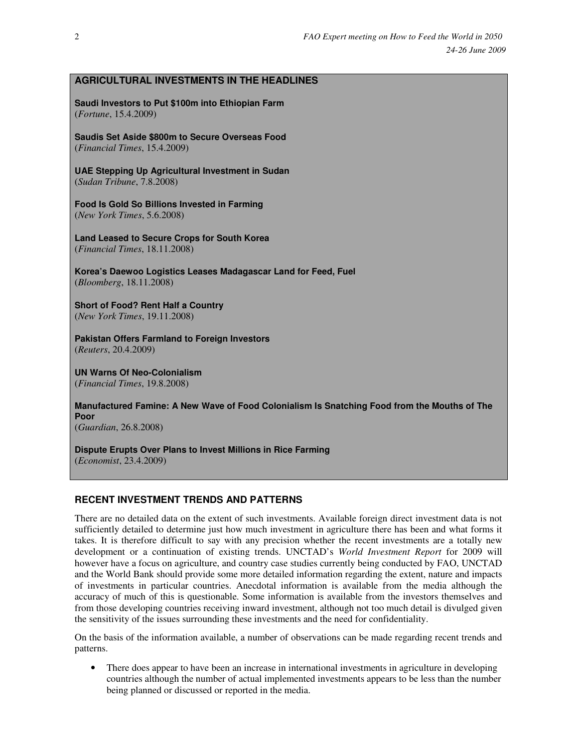## AGRICULTURAL INVESTMENTS IN THE HEADLINES

**Saudi Investors to Put $100m into Ethiopian Farm**
(*Fortune*, 15.4.2009)

**Saudis Set Aside $800m to Secure Overseas Food**
(*Financial Times*, 15.4.2009)

**UAE Stepping Up Agricultural Investment in Sudan**
(*Sudan Tribune*, 7.8.2008)

**Food Is Gold So Billions Invested in Farming**
(*New York Times*, 5.6.2008)

**Land Leased to Secure Crops for South Korea**
(*Financial Times*, 18.11.2008)

**Korea's Daewoo Logistics Leases Madagascar Land for Feed, Fuel**
(*Bloomberg*, 18.11.2008)

**Short of Food? Rent Half a Country**
(*New York Times*, 19.11.2008)

**Pakistan Offers Farmland to Foreign Investors**
(*Reuters*, 20.4.2009)

**UN Warns Of Neo-Colonialism**
(*Financial Times*, 19.8.2008)

**Manufactured Famine: A New Wave of Food Colonialism Is Snatching Food from the Mouths of The Poor**
(*Guardian*, 26.8.2008)

**Dispute Erupts Over Plans to Invest Millions in Rice Farming**
(*Economist*, 23.4.2009)

## RECENT INVESTMENT TRENDS AND PATTERNS

There are no detailed data on the extent of such investments. Available foreign direct investment data is not sufficiently detailed to determine just how much investment in agriculture there has been and what forms it takes. It is therefore difficult to say with any precision whether the recent investments are a totally new development or a continuation of existing trends. UNCTAD's *World Investment Report* for 2009 will however have a focus on agriculture, and country case studies currently being conducted by FAO, UNCTAD and the World Bank should provide some more detailed information regarding the extent, nature and impacts of investments in particular countries. Anecdotal information is available from the media although the accuracy of much of this is questionable. Some information is available from the investors themselves and from those developing countries receiving inward investment, although not too much detail is divulged given the sensitivity of the issues surrounding these investments and the need for confidentiality.

On the basis of the information available, a number of observations can be made regarding recent trends and patterns.

- There does appear to have been an increase in international investments in agriculture in developing countries although the number of actual implemented investments appears to be less than the number being planned or discussed or reported in the media.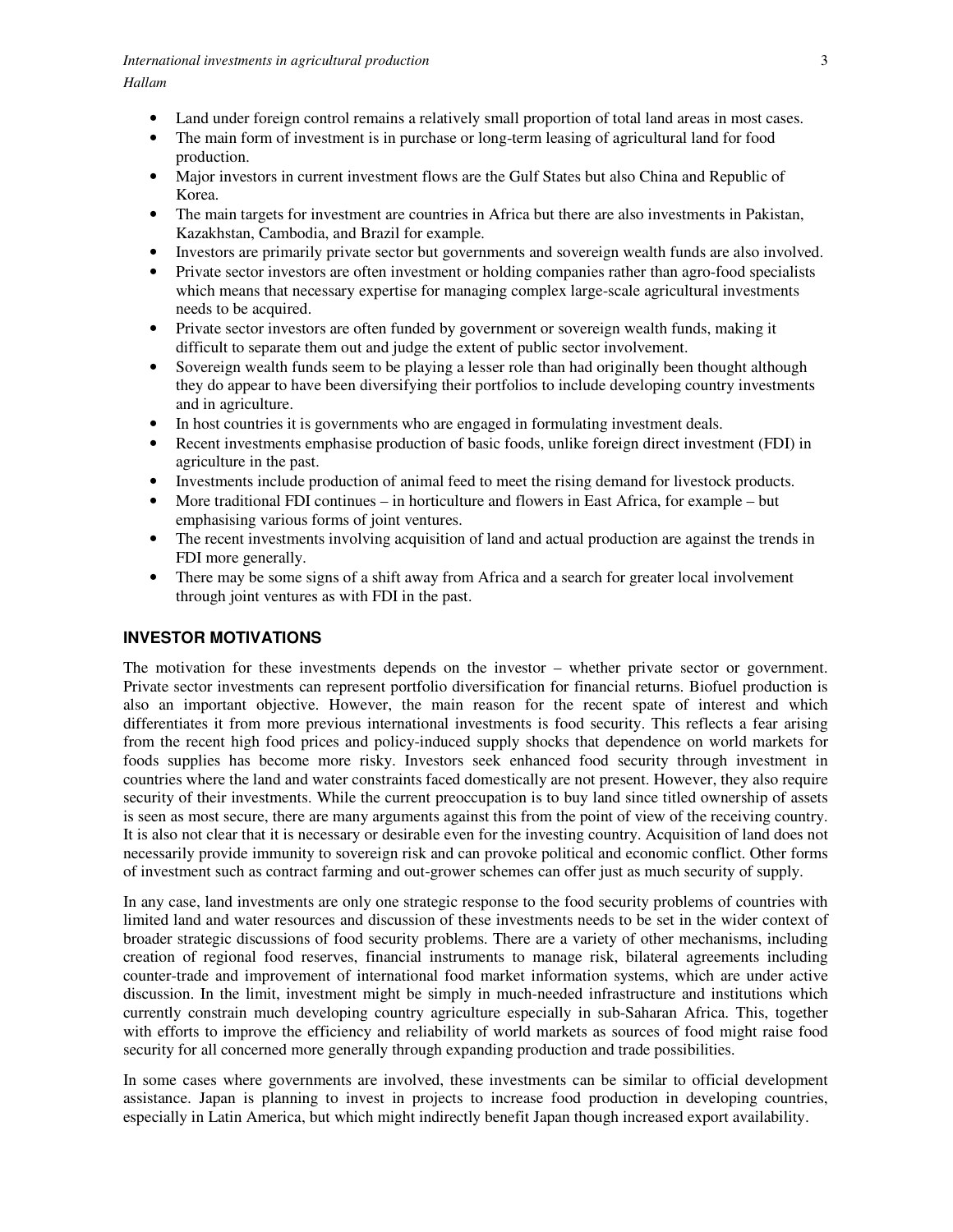- Land under foreign control remains a relatively small proportion of total land areas in most cases.
- The main form of investment is in purchase or long-term leasing of agricultural land for food production.
- Major investors in current investment flows are the Gulf States but also China and Republic of Korea.
- The main targets for investment are countries in Africa but there are also investments in Pakistan, Kazakhstan, Cambodia, and Brazil for example.
- Investors are primarily private sector but governments and sovereign wealth funds are also involved.
- Private sector investors are often investment or holding companies rather than agro-food specialists which means that necessary expertise for managing complex large-scale agricultural investments needs to be acquired.
- Private sector investors are often funded by government or sovereign wealth funds, making it difficult to separate them out and judge the extent of public sector involvement.
- Sovereign wealth funds seem to be playing a lesser role than had originally been thought although they do appear to have been diversifying their portfolios to include developing country investments and in agriculture.
- In host countries it is governments who are engaged in formulating investment deals.
- Recent investments emphasise production of basic foods, unlike foreign direct investment (FDI) in agriculture in the past.
- Investments include production of animal feed to meet the rising demand for livestock products.
- More traditional FDI continues – in horticulture and flowers in East Africa, for example – but emphasising various forms of joint ventures.
- The recent investments involving acquisition of land and actual production are against the trends in FDI more generally.
- There may be some signs of a shift away from Africa and a search for greater local involvement through joint ventures as with FDI in the past.

## INVESTOR MOTIVATIONS

The motivation for these investments depends on the investor – whether private sector or government. Private sector investments can represent portfolio diversification for financial returns. Biofuel production is also an important objective. However, the main reason for the recent spate of interest and which differentiates it from more previous international investments is food security. This reflects a fear arising from the recent high food prices and policy-induced supply shocks that dependence on world markets for foods supplies has become more risky. Investors seek enhanced food security through investment in countries where the land and water constraints faced domestically are not present. However, they also require security of their investments. While the current preoccupation is to buy land since titled ownership of assets is seen as most secure, there are many arguments against this from the point of view of the receiving country. It is also not clear that it is necessary or desirable even for the investing country. Acquisition of land does not necessarily provide immunity to sovereign risk and can provoke political and economic conflict. Other forms of investment such as contract farming and out-grower schemes can offer just as much security of supply.

In any case, land investments are only one strategic response to the food security problems of countries with limited land and water resources and discussion of these investments needs to be set in the wider context of broader strategic discussions of food security problems. There are a variety of other mechanisms, including creation of regional food reserves, financial instruments to manage risk, bilateral agreements including counter-trade and improvement of international food market information systems, which are under active discussion. In the limit, investment might be simply in much-needed infrastructure and institutions which currently constrain much developing country agriculture especially in sub-Saharan Africa. This, together with efforts to improve the efficiency and reliability of world markets as sources of food might raise food security for all concerned more generally through expanding production and trade possibilities.

In some cases where governments are involved, these investments can be similar to official development assistance. Japan is planning to invest in projects to increase food production in developing countries, especially in Latin America, but which might indirectly benefit Japan though increased export availability.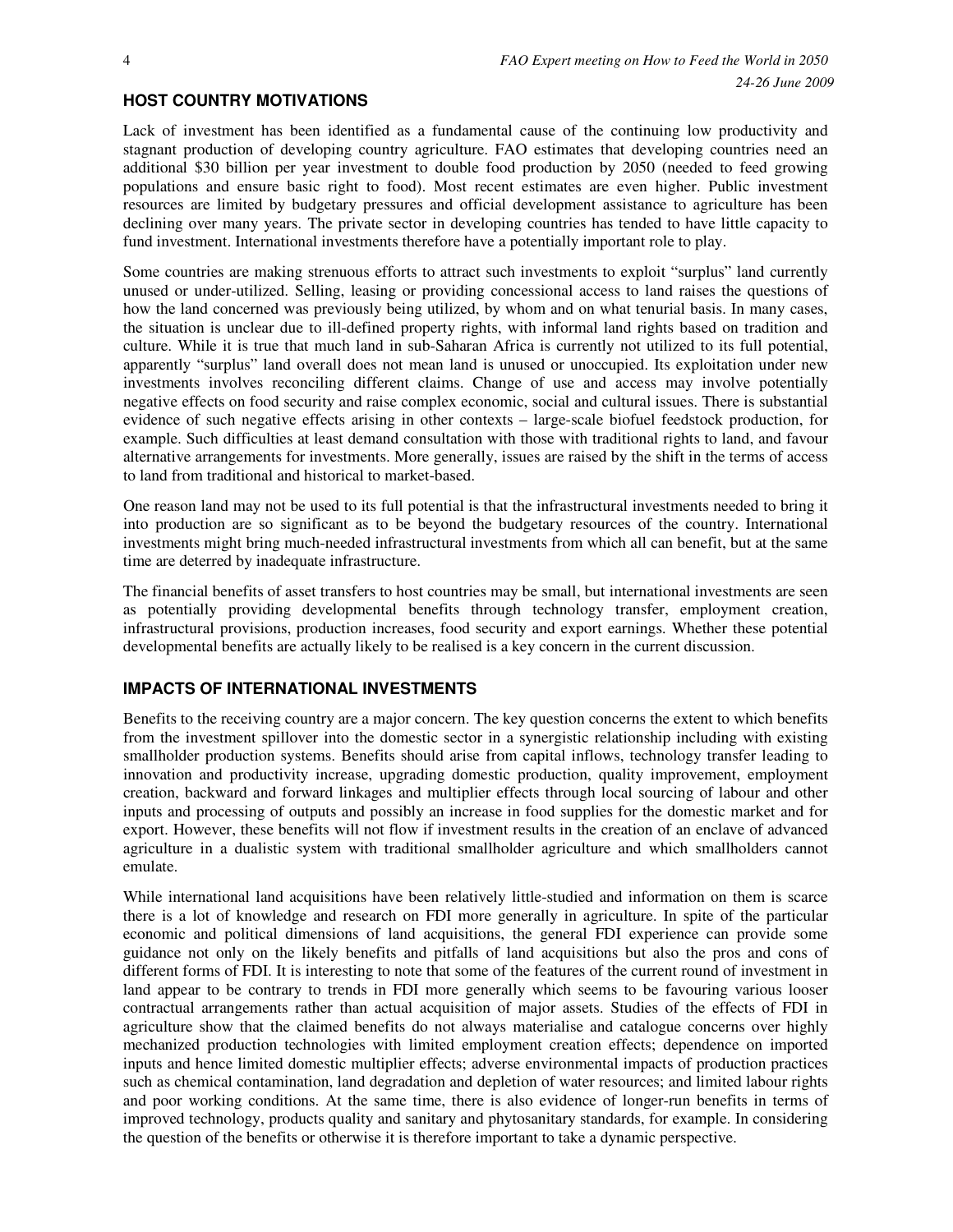## HOST COUNTRY MOTIVATIONS

Lack of investment has been identified as a fundamental cause of the continuing low productivity and stagnant production of developing country agriculture. FAO estimates that developing countries need an additional $30 billion per year investment to double food production by 2050 (needed to feed growing populations and ensure basic right to food). Most recent estimates are even higher. Public investment resources are limited by budgetary pressures and official development assistance to agriculture has been declining over many years. The private sector in developing countries has tended to have little capacity to fund investment. International investments therefore have a potentially important role to play.

Some countries are making strenuous efforts to attract such investments to exploit "surplus" land currently unused or under-utilized. Selling, leasing or providing concessional access to land raises the questions of how the land concerned was previously being utilized, by whom and on what tenurial basis. In many cases, the situation is unclear due to ill-defined property rights, with informal land rights based on tradition and culture. While it is true that much land in sub-Saharan Africa is currently not utilized to its full potential, apparently "surplus" land overall does not mean land is unused or unoccupied. Its exploitation under new investments involves reconciling different claims. Change of use and access may involve potentially negative effects on food security and raise complex economic, social and cultural issues. There is substantial evidence of such negative effects arising in other contexts – large-scale biofuel feedstock production, for example. Such difficulties at least demand consultation with those with traditional rights to land, and favour alternative arrangements for investments. More generally, issues are raised by the shift in the terms of access to land from traditional and historical to market-based.

One reason land may not be used to its full potential is that the infrastructural investments needed to bring it into production are so significant as to be beyond the budgetary resources of the country. International investments might bring much-needed infrastructural investments from which all can benefit, but at the same time are deterred by inadequate infrastructure.

The financial benefits of asset transfers to host countries may be small, but international investments are seen as potentially providing developmental benefits through technology transfer, employment creation, infrastructural provisions, production increases, food security and export earnings. Whether these potential developmental benefits are actually likely to be realised is a key concern in the current discussion.

## IMPACTS OF INTERNATIONAL INVESTMENTS

Benefits to the receiving country are a major concern. The key question concerns the extent to which benefits from the investment spillover into the domestic sector in a synergistic relationship including with existing smallholder production systems. Benefits should arise from capital inflows, technology transfer leading to innovation and productivity increase, upgrading domestic production, quality improvement, employment creation, backward and forward linkages and multiplier effects through local sourcing of labour and other inputs and processing of outputs and possibly an increase in food supplies for the domestic market and for export. However, these benefits will not flow if investment results in the creation of an enclave of advanced agriculture in a dualistic system with traditional smallholder agriculture and which smallholders cannot emulate.

While international land acquisitions have been relatively little-studied and information on them is scarce there is a lot of knowledge and research on FDI more generally in agriculture. In spite of the particular economic and political dimensions of land acquisitions, the general FDI experience can provide some guidance not only on the likely benefits and pitfalls of land acquisitions but also the pros and cons of different forms of FDI. It is interesting to note that some of the features of the current round of investment in land appear to be contrary to trends in FDI more generally which seems to be favouring various looser contractual arrangements rather than actual acquisition of major assets. Studies of the effects of FDI in agriculture show that the claimed benefits do not always materialise and catalogue concerns over highly mechanized production technologies with limited employment creation effects; dependence on imported inputs and hence limited domestic multiplier effects; adverse environmental impacts of production practices such as chemical contamination, land degradation and depletion of water resources; and limited labour rights and poor working conditions. At the same time, there is also evidence of longer-run benefits in terms of improved technology, products quality and sanitary and phytosanitary standards, for example. In considering the question of the benefits or otherwise it is therefore important to take a dynamic perspective.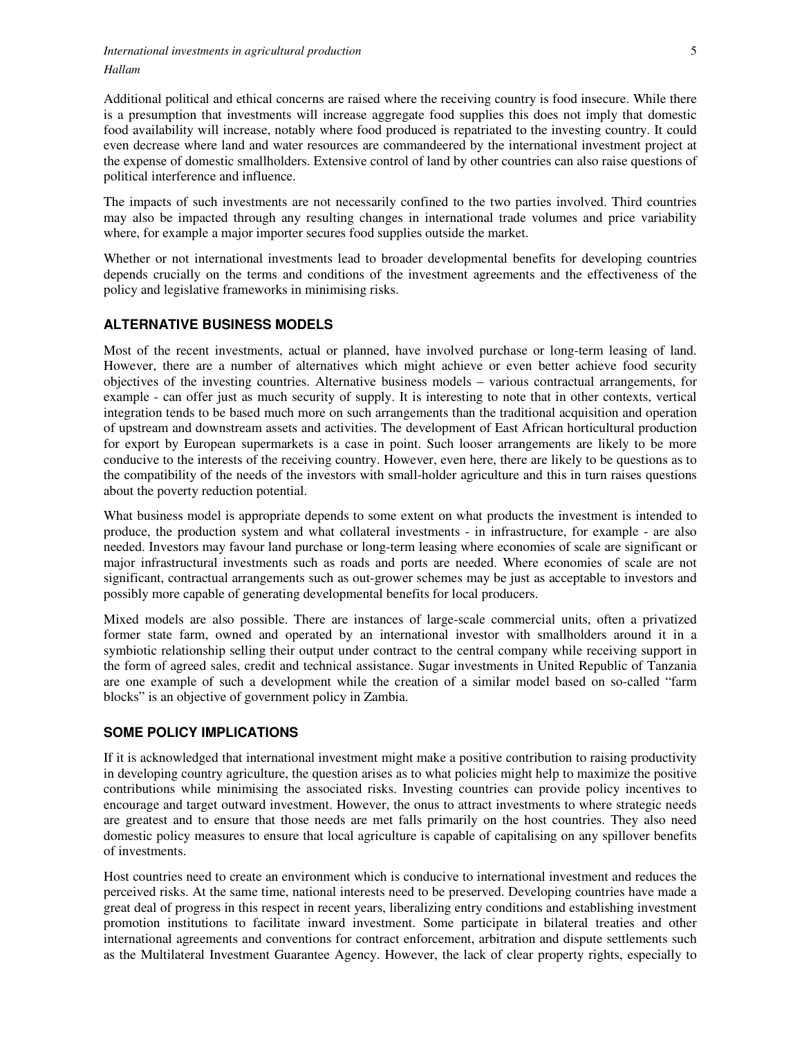Additional political and ethical concerns are raised where the receiving country is food insecure. While there is a presumption that investments will increase aggregate food supplies this does not imply that domestic food availability will increase, notably where food produced is repatriated to the investing country. It could even decrease where land and water resources are commandeered by the international investment project at the expense of domestic smallholders. Extensive control of land by other countries can also raise questions of political interference and influence.

The impacts of such investments are not necessarily confined to the two parties involved. Third countries may also be impacted through any resulting changes in international trade volumes and price variability where, for example a major importer secures food supplies outside the market.

Whether or not international investments lead to broader developmental benefits for developing countries depends crucially on the terms and conditions of the investment agreements and the effectiveness of the policy and legislative frameworks in minimising risks.

## ALTERNATIVE BUSINESS MODELS

Most of the recent investments, actual or planned, have involved purchase or long-term leasing of land. However, there are a number of alternatives which might achieve or even better achieve food security objectives of the investing countries. Alternative business models – various contractual arrangements, for example - can offer just as much security of supply. It is interesting to note that in other contexts, vertical integration tends to be based much more on such arrangements than the traditional acquisition and operation of upstream and downstream assets and activities. The development of East African horticultural production for export by European supermarkets is a case in point. Such looser arrangements are likely to be more conducive to the interests of the receiving country. However, even here, there are likely to be questions as to the compatibility of the needs of the investors with small-holder agriculture and this in turn raises questions about the poverty reduction potential.

What business model is appropriate depends to some extent on what products the investment is intended to produce, the production system and what collateral investments - in infrastructure, for example - are also needed. Investors may favour land purchase or long-term leasing where economies of scale are significant or major infrastructural investments such as roads and ports are needed. Where economies of scale are not significant, contractual arrangements such as out-grower schemes may be just as acceptable to investors and possibly more capable of generating developmental benefits for local producers.

Mixed models are also possible. There are instances of large-scale commercial units, often a privatized former state farm, owned and operated by an international investor with smallholders around it in a symbiotic relationship selling their output under contract to the central company while receiving support in the form of agreed sales, credit and technical assistance. Sugar investments in United Republic of Tanzania are one example of such a development while the creation of a similar model based on so-called "farm blocks" is an objective of government policy in Zambia.

## SOME POLICY IMPLICATIONS

If it is acknowledged that international investment might make a positive contribution to raising productivity in developing country agriculture, the question arises as to what policies might help to maximize the positive contributions while minimising the associated risks. Investing countries can provide policy incentives to encourage and target outward investment. However, the onus to attract investments to where strategic needs are greatest and to ensure that those needs are met falls primarily on the host countries. They also need domestic policy measures to ensure that local agriculture is capable of capitalising on any spillover benefits of investments.

Host countries need to create an environment which is conducive to international investment and reduces the perceived risks. At the same time, national interests need to be preserved. Developing countries have made a great deal of progress in this respect in recent years, liberalizing entry conditions and establishing investment promotion institutions to facilitate inward investment. Some participate in bilateral treaties and other international agreements and conventions for contract enforcement, arbitration and dispute settlements such as the Multilateral Investment Guarantee Agency. However, the lack of clear property rights, especially to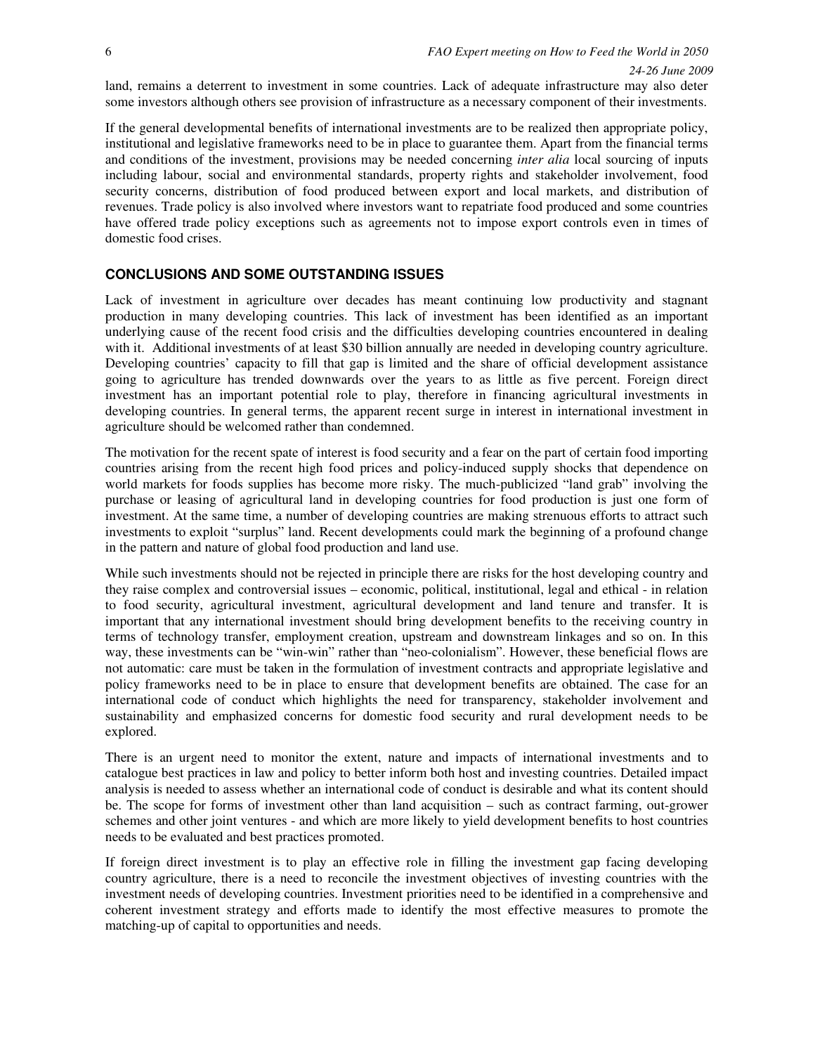land, remains a deterrent to investment in some countries. Lack of adequate infrastructure may also deter some investors although others see provision of infrastructure as a necessary component of their investments.

If the general developmental benefits of international investments are to be realized then appropriate policy, institutional and legislative frameworks need to be in place to guarantee them. Apart from the financial terms and conditions of the investment, provisions may be needed concerning *inter alia* local sourcing of inputs including labour, social and environmental standards, property rights and stakeholder involvement, food security concerns, distribution of food produced between export and local markets, and distribution of revenues. Trade policy is also involved where investors want to repatriate food produced and some countries have offered trade policy exceptions such as agreements not to impose export controls even in times of domestic food crises.

## CONCLUSIONS AND SOME OUTSTANDING ISSUES

Lack of investment in agriculture over decades has meant continuing low productivity and stagnant production in many developing countries. This lack of investment has been identified as an important underlying cause of the recent food crisis and the difficulties developing countries encountered in dealing with it. Additional investments of at least $30 billion annually are needed in developing country agriculture. Developing countries' capacity to fill that gap is limited and the share of official development assistance going to agriculture has trended downwards over the years to as little as five percent. Foreign direct investment has an important potential role to play, therefore in financing agricultural investments in developing countries. In general terms, the apparent recent surge in interest in international investment in agriculture should be welcomed rather than condemned.

The motivation for the recent spate of interest is food security and a fear on the part of certain food importing countries arising from the recent high food prices and policy-induced supply shocks that dependence on world markets for foods supplies has become more risky. The much-publicized "land grab" involving the purchase or leasing of agricultural land in developing countries for food production is just one form of investment. At the same time, a number of developing countries are making strenuous efforts to attract such investments to exploit "surplus" land. Recent developments could mark the beginning of a profound change in the pattern and nature of global food production and land use.

While such investments should not be rejected in principle there are risks for the host developing country and they raise complex and controversial issues – economic, political, institutional, legal and ethical - in relation to food security, agricultural investment, agricultural development and land tenure and transfer. It is important that any international investment should bring development benefits to the receiving country in terms of technology transfer, employment creation, upstream and downstream linkages and so on. In this way, these investments can be "win-win" rather than "neo-colonialism". However, these beneficial flows are not automatic: care must be taken in the formulation of investment contracts and appropriate legislative and policy frameworks need to be in place to ensure that development benefits are obtained. The case for an international code of conduct which highlights the need for transparency, stakeholder involvement and sustainability and emphasized concerns for domestic food security and rural development needs to be explored.

There is an urgent need to monitor the extent, nature and impacts of international investments and to catalogue best practices in law and policy to better inform both host and investing countries. Detailed impact analysis is needed to assess whether an international code of conduct is desirable and what its content should be. The scope for forms of investment other than land acquisition – such as contract farming, out-grower schemes and other joint ventures - and which are more likely to yield development benefits to host countries needs to be evaluated and best practices promoted.

If foreign direct investment is to play an effective role in filling the investment gap facing developing country agriculture, there is a need to reconcile the investment objectives of investing countries with the investment needs of developing countries. Investment priorities need to be identified in a comprehensive and coherent investment strategy and efforts made to identify the most effective measures to promote the matching-up of capital to opportunities and needs.